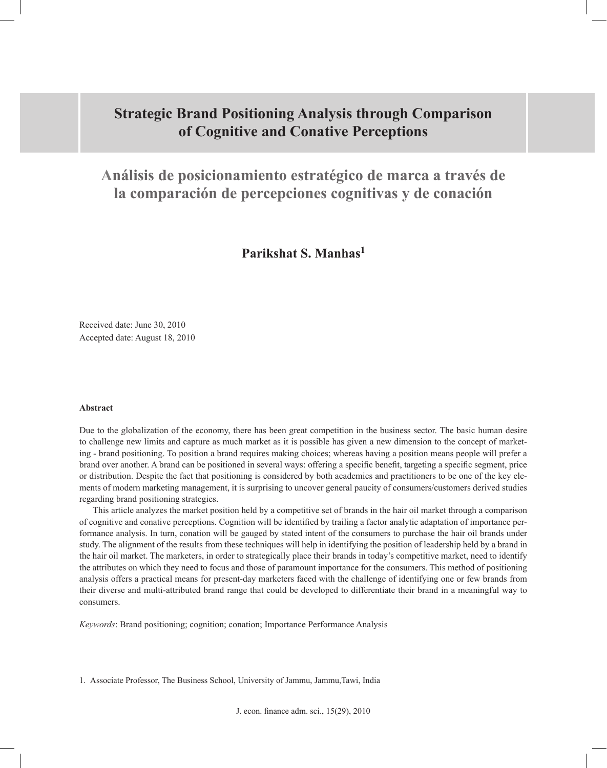# Strategic Brand Positioning Analysis through Comparison of Cognitive and Conative Perceptions

## Análisis de posicionamiento estratégico de marca a través de la comparación de percepciones cognitivas y de conación

**Parikshat S. Manhas[1]**

Received date: June 30, 2010
Accepted date: August 18, 2010

#### Abstract

Due to the globalization of the economy, there has been great competition in the business sector. The basic human desire to challenge new limits and capture as much market as it is possible has given a new dimension to the concept of marketing - brand positioning. To position a brand requires making choices; whereas having a position means people will prefer a brand over another. A brand can be positioned in several ways: offering a specific benefit, targeting a specific segment, price or distribution. Despite the fact that positioning is considered by both academics and practitioners to be one of the key elements of modern marketing management, it is surprising to uncover general paucity of consumers/customers derived studies regarding brand positioning strategies.

This article analyzes the market position held by a competitive set of brands in the hair oil market through a comparison of cognitive and conative perceptions. Cognition will be identified by trailing a factor analytic adaptation of importance performance analysis. In turn, conation will be gauged by stated intent of the consumers to purchase the hair oil brands under study. The alignment of the results from these techniques will help in identifying the position of leadership held by a brand in the hair oil market. The marketers, in order to strategically place their brands in today's competitive market, need to identify the attributes on which they need to focus and those of paramount importance for the consumers. This method of positioning analysis offers a practical means for present-day marketers faced with the challenge of identifying one or few brands from their diverse and multi-attributed brand range that could be developed to differentiate their brand in a meaningful way to consumers.

*Keywords*: Brand positioning; cognition; conation; Importance Performance Analysis

1. Associate Professor, The Business School, University of Jammu, Jammu,Tawi, India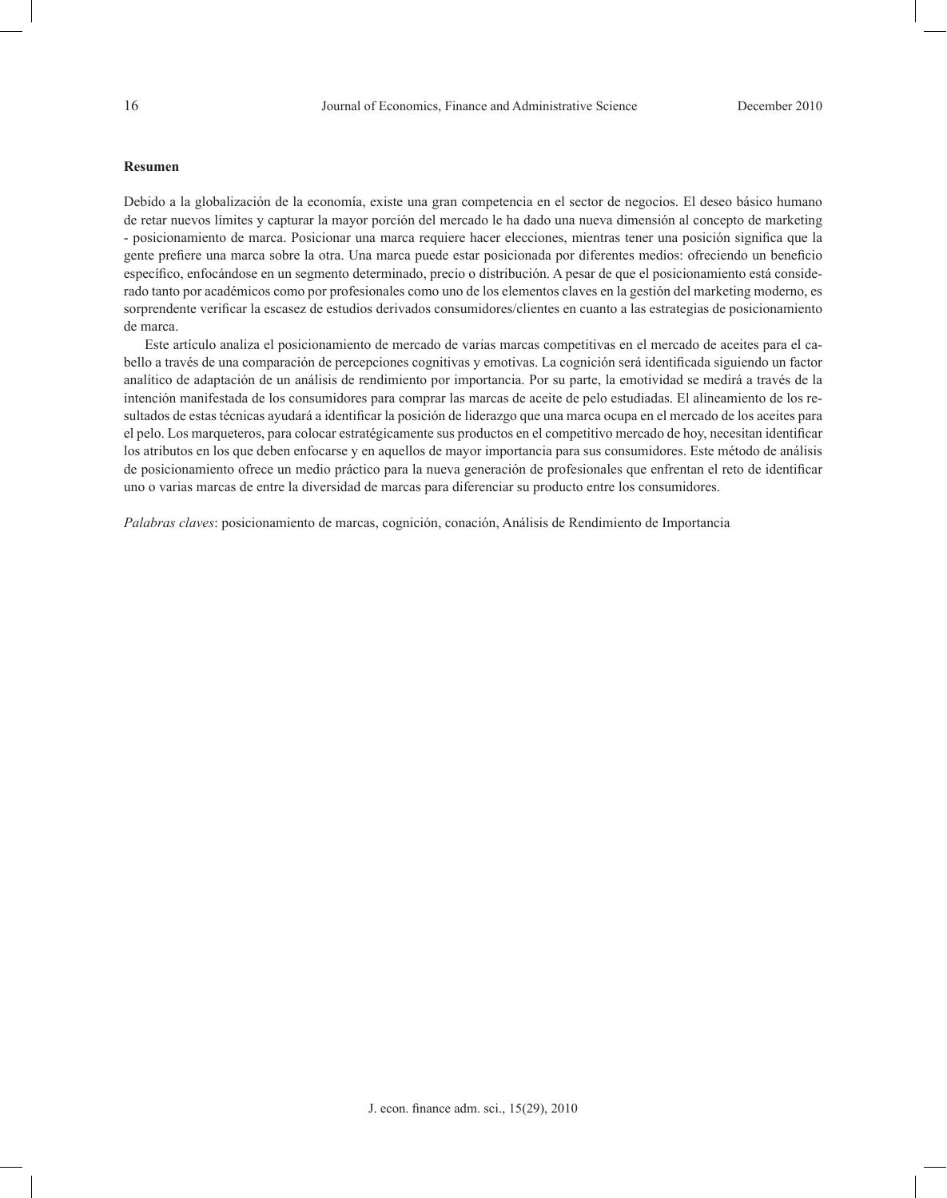**Resumen**

Debido a la globalización de la economía, existe una gran competencia en el sector de negocios. El deseo básico humano de retar nuevos límites y capturar la mayor porción del mercado le ha dado una nueva dimensión al concepto de marketing - posicionamiento de marca. Posicionar una marca requiere hacer elecciones, mientras tener una posición significa que la gente prefiere una marca sobre la otra. Una marca puede estar posicionada por diferentes medios: ofreciendo un beneficio específico, enfocándose en un segmento determinado, precio o distribución. A pesar de que el posicionamiento está considerado tanto por académicos como por profesionales como uno de los elementos claves en la gestión del marketing moderno, es sorprendente verificar la escasez de estudios derivados consumidores/clientes en cuanto a las estrategias de posicionamiento de marca.

Este artículo analiza el posicionamiento de mercado de varias marcas competitivas en el mercado de aceites para el cabello a través de una comparación de percepciones cognitivas y emotivas. La cognición será identificada siguiendo un factor analítico de adaptación de un análisis de rendimiento por importancia. Por su parte, la emotividad se medirá a través de la intención manifestada de los consumidores para comprar las marcas de aceite de pelo estudiadas. El alineamiento de los resultados de estas técnicas ayudará a identificar la posición de liderazgo que una marca ocupa en el mercado de los aceites para el pelo. Los marqueteros, para colocar estratégicamente sus productos en el competitivo mercado de hoy, necesitan identificar los atributos en los que deben enfocarse y en aquellos de mayor importancia para sus consumidores. Este método de análisis de posicionamiento ofrece un medio práctico para la nueva generación de profesionales que enfrentan el reto de identificar uno o varias marcas de entre la diversidad de marcas para diferenciar su producto entre los consumidores.

*Palabras claves*: posicionamiento de marcas, cognición, conación, Análisis de Rendimiento de Importancia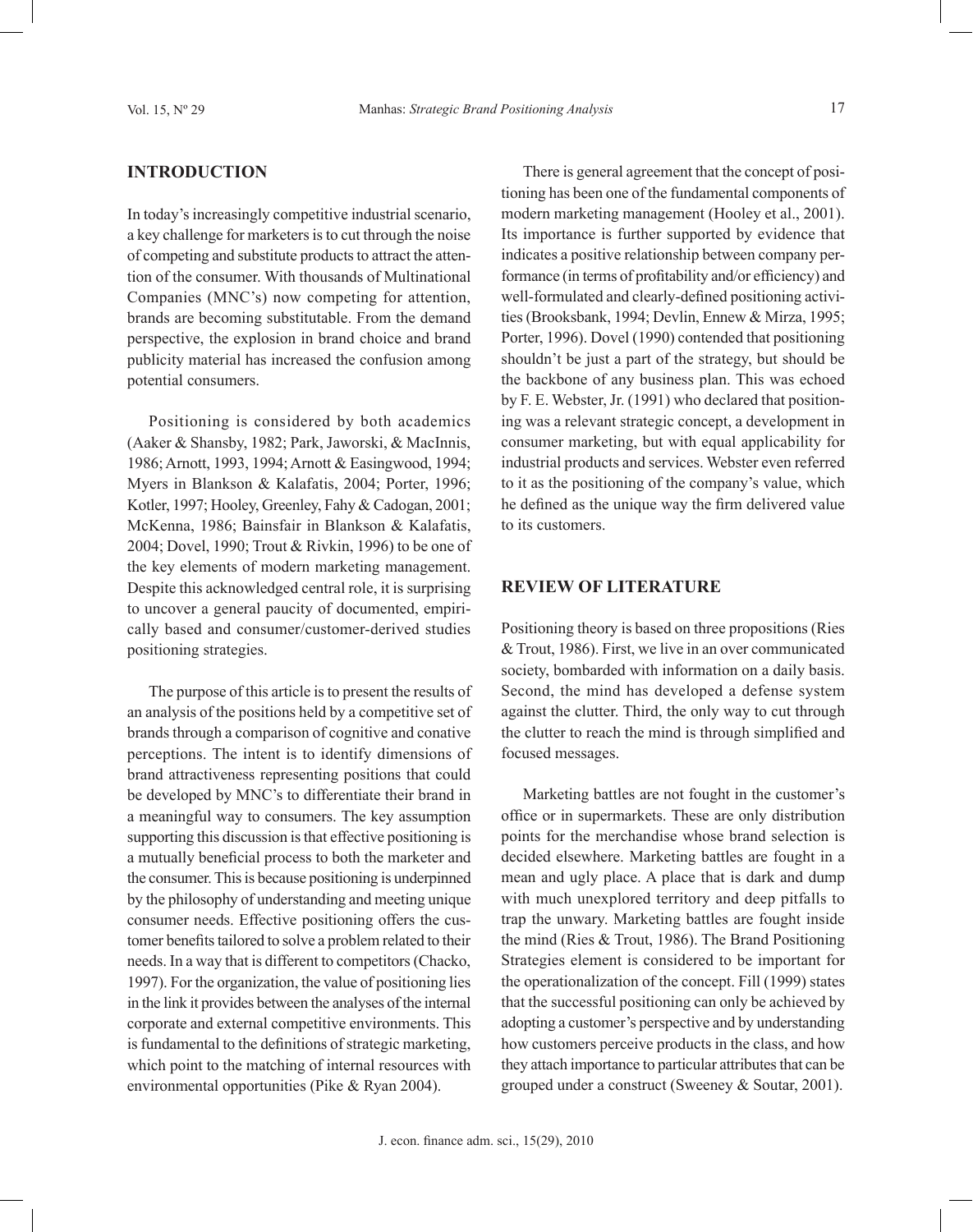## INTRODUCTION

In today's increasingly competitive industrial scenario, a key challenge for marketers is to cut through the noise of competing and substitute products to attract the attention of the consumer. With thousands of Multinational Companies (MNC's) now competing for attention, brands are becoming substitutable. From the demand perspective, the explosion in brand choice and brand publicity material has increased the confusion among potential consumers.

Positioning is considered by both academics (Aaker & Shansby, 1982; Park, Jaworski, & MacInnis, 1986; Arnott, 1993, 1994; Arnott & Easingwood, 1994; Myers in Blankson & Kalafatis, 2004; Porter, 1996; Kotler, 1997; Hooley, Greenley, Fahy & Cadogan, 2001; McKenna, 1986; Bainsfair in Blankson & Kalafatis, 2004; Dovel, 1990; Trout & Rivkin, 1996) to be one of the key elements of modern marketing management. Despite this acknowledged central role, it is surprising to uncover a general paucity of documented, empirically based and consumer/customer-derived studies positioning strategies.

The purpose of this article is to present the results of an analysis of the positions held by a competitive set of brands through a comparison of cognitive and conative perceptions. The intent is to identify dimensions of brand attractiveness representing positions that could be developed by MNC's to differentiate their brand in a meaningful way to consumers. The key assumption supporting this discussion is that effective positioning is a mutually beneficial process to both the marketer and the consumer. This is because positioning is underpinned by the philosophy of understanding and meeting unique consumer needs. Effective positioning offers the customer benefits tailored to solve a problem related to their needs. In a way that is different to competitors (Chacko, 1997). For the organization, the value of positioning lies in the link it provides between the analyses of the internal corporate and external competitive environments. This is fundamental to the definitions of strategic marketing, which point to the matching of internal resources with environmental opportunities (Pike & Ryan 2004).

There is general agreement that the concept of positioning has been one of the fundamental components of modern marketing management (Hooley et al., 2001). Its importance is further supported by evidence that indicates a positive relationship between company performance (in terms of profitability and/or efficiency) and well-formulated and clearly-defined positioning activities (Brooksbank, 1994; Devlin, Ennew & Mirza, 1995; Porter, 1996). Dovel (1990) contended that positioning shouldn't be just a part of the strategy, but should be the backbone of any business plan. This was echoed by F. E. Webster, Jr. (1991) who declared that positioning was a relevant strategic concept, a development in consumer marketing, but with equal applicability for industrial products and services. Webster even referred to it as the positioning of the company's value, which he defined as the unique way the firm delivered value to its customers.

## REVIEW OF LITERATURE

Positioning theory is based on three propositions (Ries & Trout, 1986). First, we live in an over communicated society, bombarded with information on a daily basis. Second, the mind has developed a defense system against the clutter. Third, the only way to cut through the clutter to reach the mind is through simplified and focused messages.

Marketing battles are not fought in the customer's office or in supermarkets. These are only distribution points for the merchandise whose brand selection is decided elsewhere. Marketing battles are fought in a mean and ugly place. A place that is dark and dump with much unexplored territory and deep pitfalls to trap the unwary. Marketing battles are fought inside the mind (Ries & Trout, 1986). The Brand Positioning Strategies element is considered to be important for the operationalization of the concept. Fill (1999) states that the successful positioning can only be achieved by adopting a customer's perspective and by understanding how customers perceive products in the class, and how they attach importance to particular attributes that can be grouped under a construct (Sweeney & Soutar, 2001).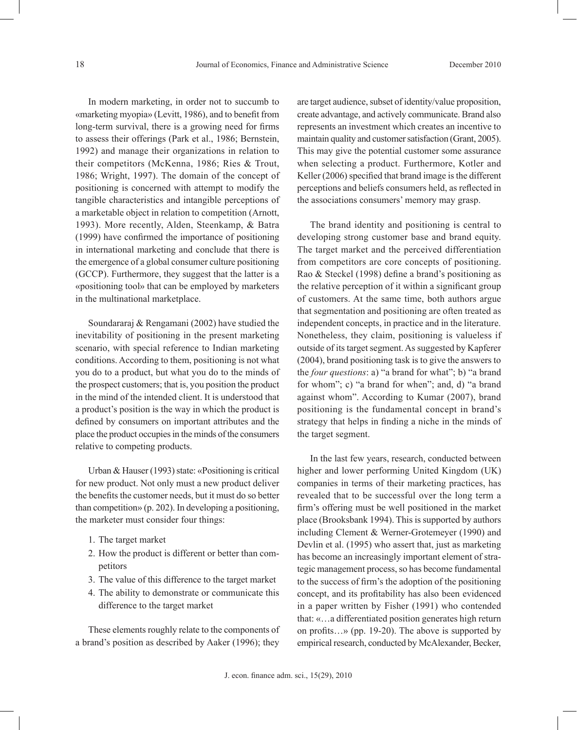In modern marketing, in order not to succumb to «marketing myopia» (Levitt, 1986), and to benefit from long-term survival, there is a growing need for firms to assess their offerings (Park et al., 1986; Bernstein, 1992) and manage their organizations in relation to their competitors (McKenna, 1986; Ries & Trout, 1986; Wright, 1997). The domain of the concept of positioning is concerned with attempt to modify the tangible characteristics and intangible perceptions of a marketable object in relation to competition (Arnott, 1993). More recently, Alden, Steenkamp, & Batra (1999) have confirmed the importance of positioning in international marketing and conclude that there is the emergence of a global consumer culture positioning (GCCP). Furthermore, they suggest that the latter is a «positioning tool» that can be employed by marketers in the multinational marketplace.

Soundararaj & Rengamani (2002) have studied the inevitability of positioning in the present marketing scenario, with special reference to Indian marketing conditions. According to them, positioning is not what you do to a product, but what you do to the minds of the prospect customers; that is, you position the product in the mind of the intended client. It is understood that a product's position is the way in which the product is defined by consumers on important attributes and the place the product occupies in the minds of the consumers relative to competing products.

Urban & Hauser (1993) state: «Positioning is critical for new product. Not only must a new product deliver the benefits the customer needs, but it must do so better than competition» (p. 202). In developing a positioning, the marketer must consider four things:

1. The target market
2. How the product is different or better than competitors
3. The value of this difference to the target market
4. The ability to demonstrate or communicate this difference to the target market

These elements roughly relate to the components of a brand's position as described by Aaker (1996); they are target audience, subset of identity/value proposition, create advantage, and actively communicate. Brand also represents an investment which creates an incentive to maintain quality and customer satisfaction (Grant, 2005). This may give the potential customer some assurance when selecting a product. Furthermore, Kotler and Keller (2006) specified that brand image is the different perceptions and beliefs consumers held, as reflected in the associations consumers' memory may grasp.

The brand identity and positioning is central to developing strong customer base and brand equity. The target market and the perceived differentiation from competitors are core concepts of positioning. Rao & Steckel (1998) define a brand's positioning as the relative perception of it within a significant group of customers. At the same time, both authors argue that segmentation and positioning are often treated as independent concepts, in practice and in the literature. Nonetheless, they claim, positioning is valueless if outside of its target segment. As suggested by Kapferer (2004), brand positioning task is to give the answers to the *four questions*: a) "a brand for what"; b) "a brand for whom"; c) "a brand for when"; and, d) "a brand against whom". According to Kumar (2007), brand positioning is the fundamental concept in brand's strategy that helps in finding a niche in the minds of the target segment.

In the last few years, research, conducted between higher and lower performing United Kingdom (UK) companies in terms of their marketing practices, has revealed that to be successful over the long term a firm's offering must be well positioned in the market place (Brooksbank 1994). This is supported by authors including Clement & Werner-Grotemeyer (1990) and Devlin et al. (1995) who assert that, just as marketing has become an increasingly important element of strategic management process, so has become fundamental to the success of firm's the adoption of the positioning concept, and its profitability has also been evidenced in a paper written by Fisher (1991) who contended that: «…a differentiated position generates high return on profits…» (pp. 19-20). The above is supported by empirical research, conducted by McAlexander, Becker,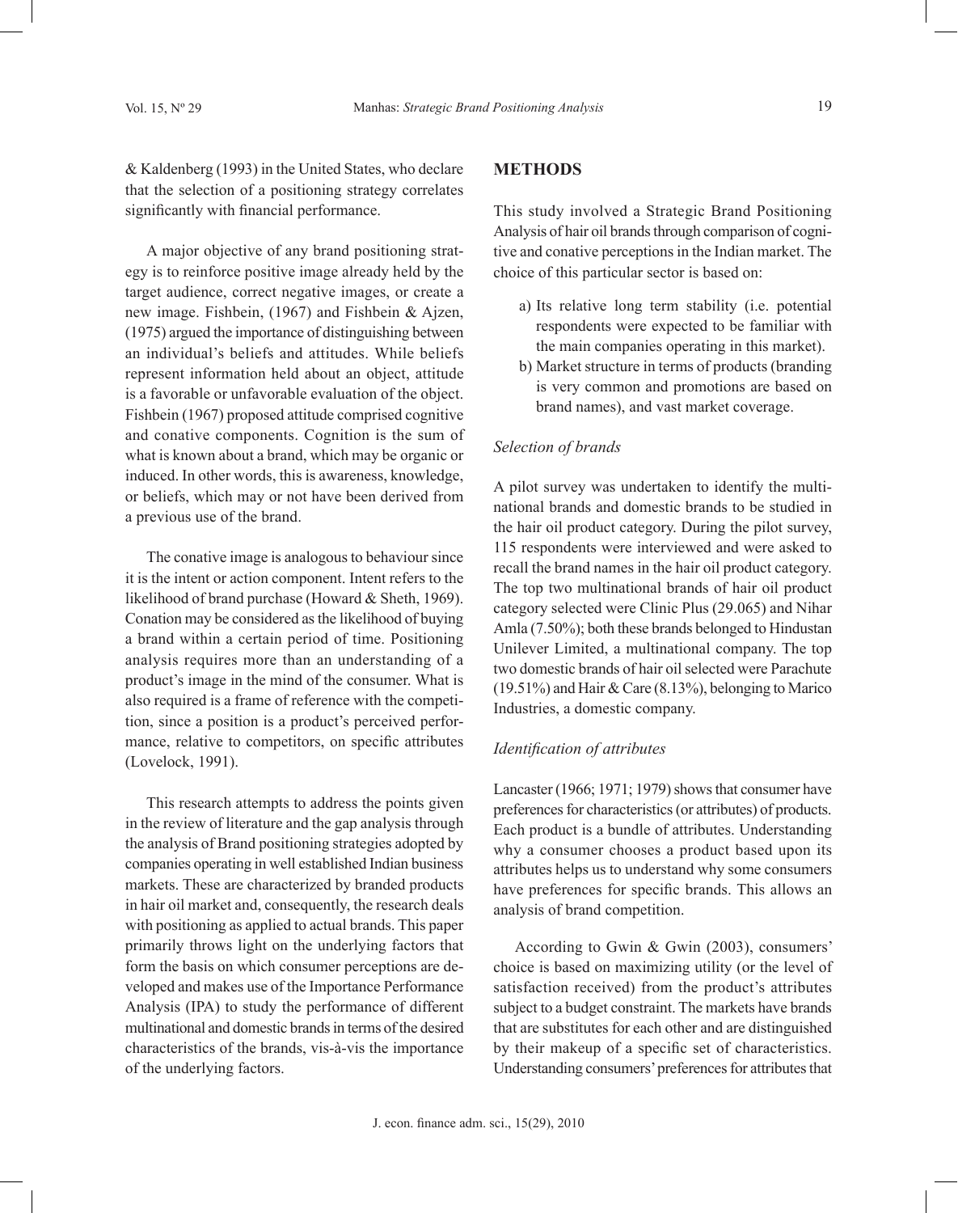& Kaldenberg (1993) in the United States, who declare that the selection of a positioning strategy correlates significantly with financial performance.

A major objective of any brand positioning strategy is to reinforce positive image already held by the target audience, correct negative images, or create a new image. Fishbein, (1967) and Fishbein & Ajzen, (1975) argued the importance of distinguishing between an individual's beliefs and attitudes. While beliefs represent information held about an object, attitude is a favorable or unfavorable evaluation of the object. Fishbein (1967) proposed attitude comprised cognitive and conative components. Cognition is the sum of what is known about a brand, which may be organic or induced. In other words, this is awareness, knowledge, or beliefs, which may or not have been derived from a previous use of the brand.

The conative image is analogous to behaviour since it is the intent or action component. Intent refers to the likelihood of brand purchase (Howard & Sheth, 1969). Conation may be considered as the likelihood of buying a brand within a certain period of time. Positioning analysis requires more than an understanding of a product's image in the mind of the consumer. What is also required is a frame of reference with the competition, since a position is a product's perceived performance, relative to competitors, on specific attributes (Lovelock, 1991).

This research attempts to address the points given in the review of literature and the gap analysis through the analysis of Brand positioning strategies adopted by companies operating in well established Indian business markets. These are characterized by branded products in hair oil market and, consequently, the research deals with positioning as applied to actual brands. This paper primarily throws light on the underlying factors that form the basis on which consumer perceptions are developed and makes use of the Importance Performance Analysis (IPA) to study the performance of different multinational and domestic brands in terms of the desired characteristics of the brands, vis-à-vis the importance of the underlying factors.

## METHODS

This study involved a Strategic Brand Positioning Analysis of hair oil brands through comparison of cognitive and conative perceptions in the Indian market. The choice of this particular sector is based on:

a) Its relative long term stability (i.e. potential respondents were expected to be familiar with the main companies operating in this market).
b) Market structure in terms of products (branding is very common and promotions are based on brand names), and vast market coverage.

### *Selection of brands*

A pilot survey was undertaken to identify the multinational brands and domestic brands to be studied in the hair oil product category. During the pilot survey, 115 respondents were interviewed and were asked to recall the brand names in the hair oil product category. The top two multinational brands of hair oil product category selected were Clinic Plus (29.065) and Nihar Amla (7.50%); both these brands belonged to Hindustan Unilever Limited, a multinational company. The top two domestic brands of hair oil selected were Parachute (19.51%) and Hair & Care (8.13%), belonging to Marico Industries, a domestic company.

### *Identification of attributes*

Lancaster (1966; 1971; 1979) shows that consumer have preferences for characteristics (or attributes) of products. Each product is a bundle of attributes. Understanding why a consumer chooses a product based upon its attributes helps us to understand why some consumers have preferences for specific brands. This allows an analysis of brand competition.

According to Gwin & Gwin (2003), consumers' choice is based on maximizing utility (or the level of satisfaction received) from the product's attributes subject to a budget constraint. The markets have brands that are substitutes for each other and are distinguished by their makeup of a specific set of characteristics. Understanding consumers' preferences for attributes that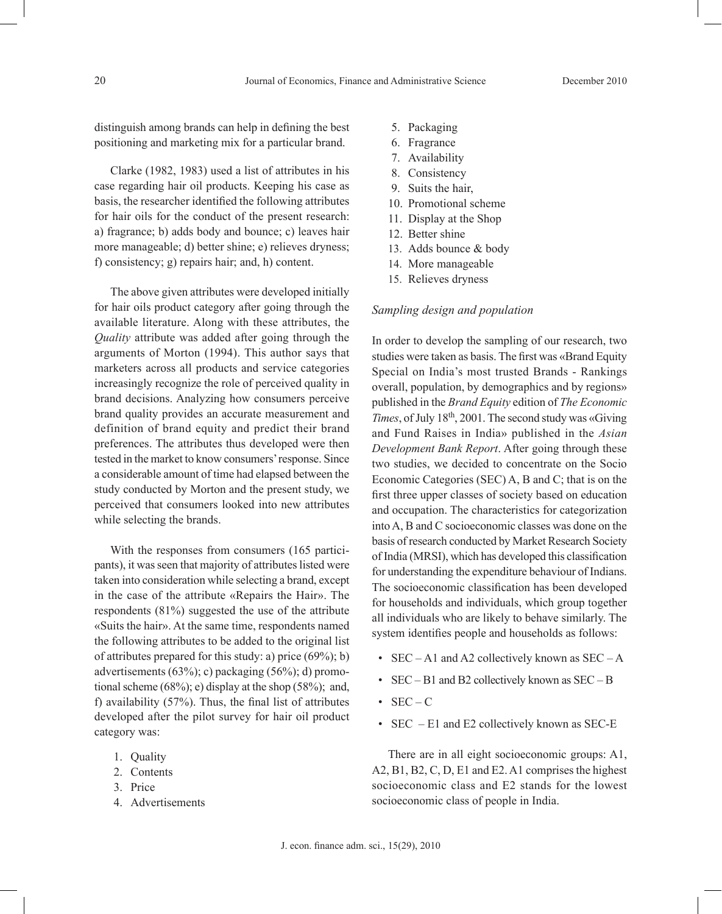distinguish among brands can help in defining the best positioning and marketing mix for a particular brand.

Clarke (1982, 1983) used a list of attributes in his case regarding hair oil products. Keeping his case as basis, the researcher identified the following attributes for hair oils for the conduct of the present research: a) fragrance; b) adds body and bounce; c) leaves hair more manageable; d) better shine; e) relieves dryness; f) consistency; g) repairs hair; and, h) content.

The above given attributes were developed initially for hair oils product category after going through the available literature. Along with these attributes, the *Quality* attribute was added after going through the arguments of Morton (1994). This author says that marketers across all products and service categories increasingly recognize the role of perceived quality in brand decisions. Analyzing how consumers perceive brand quality provides an accurate measurement and definition of brand equity and predict their brand preferences. The attributes thus developed were then tested in the market to know consumers' response. Since a considerable amount of time had elapsed between the study conducted by Morton and the present study, we perceived that consumers looked into new attributes while selecting the brands.

With the responses from consumers (165 participants), it was seen that majority of attributes listed were taken into consideration while selecting a brand, except in the case of the attribute «Repairs the Hair». The respondents (81%) suggested the use of the attribute «Suits the hair». At the same time, respondents named the following attributes to be added to the original list of attributes prepared for this study: a) price (69%); b) advertisements (63%); c) packaging (56%); d) promotional scheme (68%); e) display at the shop (58%); and, f) availability (57%). Thus, the final list of attributes developed after the pilot survey for hair oil product category was:

1. Quality
2. Contents
3. Price
4. Advertisements
5. Packaging
6. Fragrance
7. Availability
8. Consistency
9. Suits the hair,
10. Promotional scheme
11. Display at the Shop
12. Better shine
13. Adds bounce & body
14. More manageable
15. Relieves dryness

*Sampling design and population*

In order to develop the sampling of our research, two studies were taken as basis. The first was «Brand Equity Special on India's most trusted Brands - Rankings overall, population, by demographics and by regions» published in the *Brand Equity* edition of *The Economic Times*, of July 18th, 2001. The second study was «Giving and Fund Raises in India» published in the *Asian Development Bank Report*. After going through these two studies, we decided to concentrate on the Socio Economic Categories (SEC) A, B and C; that is on the first three upper classes of society based on education and occupation. The characteristics for categorization into A, B and C socioeconomic classes was done on the basis of research conducted by Market Research Society of India (MRSI), which has developed this classification for understanding the expenditure behaviour of Indians. The socioeconomic classification has been developed for households and individuals, which group together all individuals who are likely to behave similarly. The system identifies people and households as follows:

- SEC – A1 and A2 collectively known as SEC – A
- SEC – B1 and B2 collectively known as SEC – B
- SEC – C
- SEC – E1 and E2 collectively known as SEC-E

There are in all eight socioeconomic groups: A1, A2, B1, B2, C, D, E1 and E2. A1 comprises the highest socioeconomic class and E2 stands for the lowest socioeconomic class of people in India.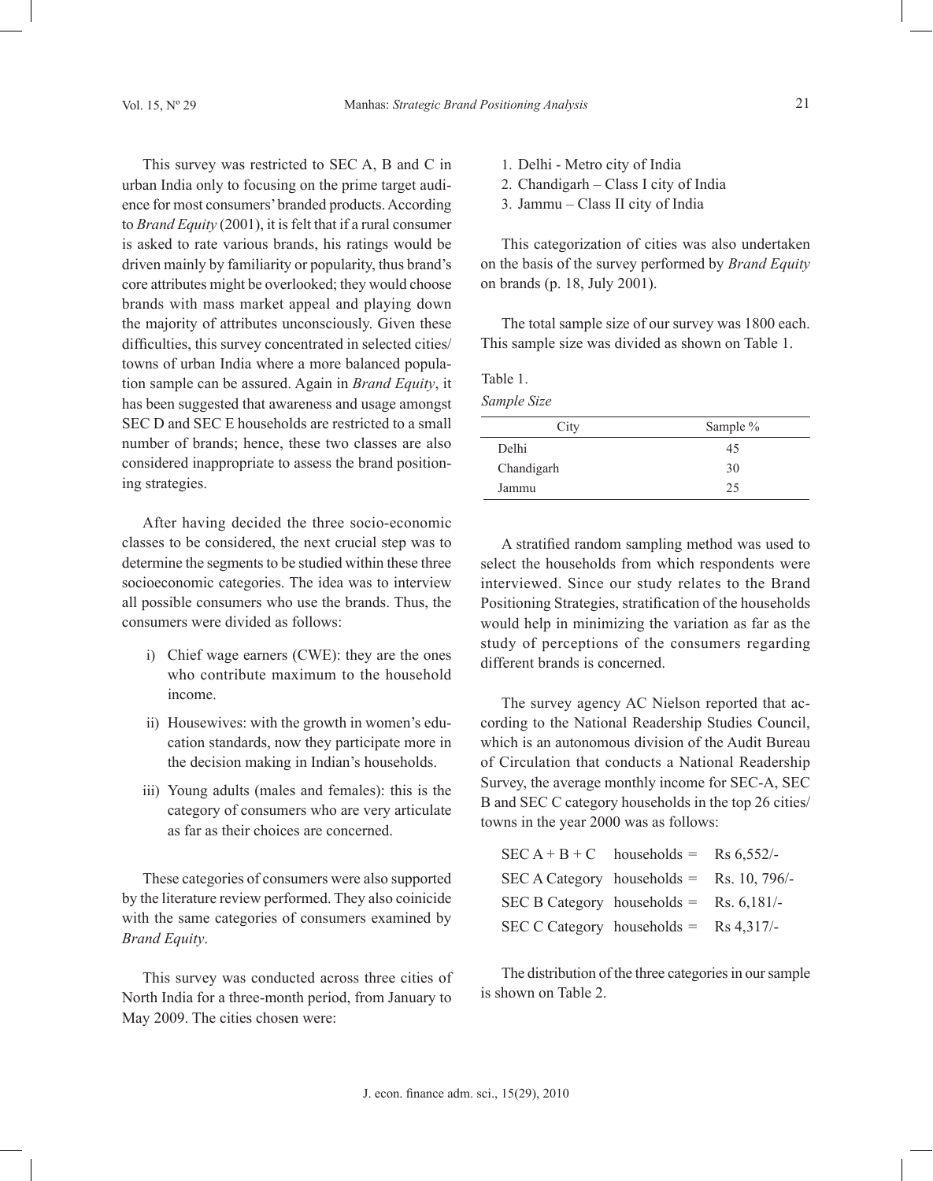This survey was restricted to SEC A, B and C in urban India only to focusing on the prime target audience for most consumers' branded products. According to *Brand Equity* (2001), it is felt that if a rural consumer is asked to rate various brands, his ratings would be driven mainly by familiarity or popularity, thus brand's core attributes might be overlooked; they would choose brands with mass market appeal and playing down the majority of attributes unconsciously. Given these difficulties, this survey concentrated in selected cities/towns of urban India where a more balanced population sample can be assured. Again in *Brand Equity*, it has been suggested that awareness and usage amongst SEC D and SEC E households are restricted to a small number of brands; hence, these two classes are also considered inappropriate to assess the brand positioning strategies.

After having decided the three socio-economic classes to be considered, the next crucial step was to determine the segments to be studied within these three socioeconomic categories. The idea was to interview all possible consumers who use the brands. Thus, the consumers were divided as follows:

i) Chief wage earners (CWE): they are the ones who contribute maximum to the household income.

ii) Housewives: with the growth in women's education standards, now they participate more in the decision making in Indian's households.

iii) Young adults (males and females): this is the category of consumers who are very articulate as far as their choices are concerned.

These categories of consumers were also supported by the literature review performed. They also coinicide with the same categories of consumers examined by *Brand Equity*.

This survey was conducted across three cities of North India for a three-month period, from January to May 2009. The cities chosen were:

1. Delhi - Metro city of India
2. Chandigarh – Class I city of India
3. Jammu – Class II city of India

This categorization of cities was also undertaken on the basis of the survey performed by *Brand Equity* on brands (p. 18, July 2001).

The total sample size of our survey was 1800 each. This sample size was divided as shown on Table 1.

Table 1.

*Sample Size*

| City | Sample % |
|---|---|
| Delhi | 45 |
| Chandigarh | 30 |
| Jammu | 25 |

A stratified random sampling method was used to select the households from which respondents were interviewed. Since our study relates to the Brand Positioning Strategies, stratification of the households would help in minimizing the variation as far as the study of perceptions of the consumers regarding different brands is concerned.

The survey agency AC Nielson reported that according to the National Readership Studies Council, which is an autonomous division of the Audit Bureau of Circulation that conducts a National Readership Survey, the average monthly income for SEC-A, SEC B and SEC C category households in the top 26 cities/towns in the year 2000 was as follows:

SEC A + B + C households = Rs 6,552/-
SEC A Category households = Rs. 10, 796/-
SEC B Category households = Rs. 6,181/-
SEC C Category households = Rs 4,317/-

The distribution of the three categories in our sample is shown on Table 2.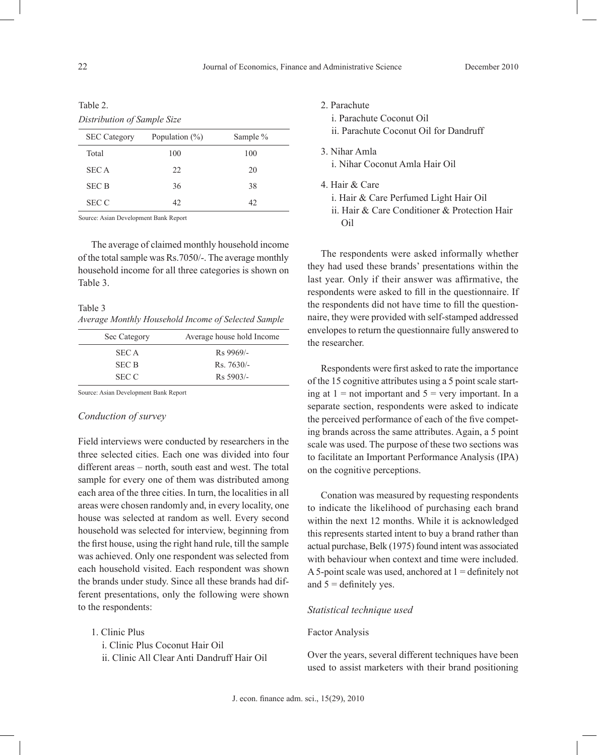Table 2.

*Distribution of Sample Size*

| SEC Category | Population (%) | Sample % |
|---|---|---|
| Total | 100 | 100 |
| SEC A | 22 | 20 |
| SEC B | 36 | 38 |
| SEC C | 42 | 42 |

Source: Asian Development Bank Report

The average of claimed monthly household income of the total sample was Rs.7050/-. The average monthly household income for all three categories is shown on Table 3.

Table 3

*Average Monthly Household Income of Selected Sample*

| Sec Category | Average house hold Income |
|---|---|
| SEC A | Rs 9969/- |
| SEC B | Rs. 7630/- |
| SEC C | Rs 5903/- |

Source: Asian Development Bank Report

### *Conduction of survey*

Field interviews were conducted by researchers in the three selected cities. Each one was divided into four different areas – north, south east and west. The total sample for every one of them was distributed among each area of the three cities. In turn, the localities in all areas were chosen randomly and, in every locality, one house was selected at random as well. Every second household was selected for interview, beginning from the first house, using the right hand rule, till the sample was achieved. Only one respondent was selected from each household visited. Each respondent was shown the brands under study. Since all these brands had different presentations, only the following were shown to the respondents:

1. Clinic Plus
   i. Clinic Plus Coconut Hair Oil
   ii. Clinic All Clear Anti Dandruff Hair Oil
2. Parachute
   i. Parachute Coconut Oil
   ii. Parachute Coconut Oil for Dandruff
3. Nihar Amla
   i. Nihar Coconut Amla Hair Oil
4. Hair & Care
   i. Hair & Care Perfumed Light Hair Oil
   ii. Hair & Care Conditioner & Protection Hair Oil

The respondents were asked informally whether they had used these brands' presentations within the last year. Only if their answer was affirmative, the respondents were asked to fill in the questionnaire. If the respondents did not have time to fill the questionnaire, they were provided with self-stamped addressed envelopes to return the questionnaire fully answered to the researcher.

Respondents were first asked to rate the importance of the 15 cognitive attributes using a 5 point scale starting at 1 = not important and 5 = very important. In a separate section, respondents were asked to indicate the perceived performance of each of the five competing brands across the same attributes. Again, a 5 point scale was used. The purpose of these two sections was to facilitate an Important Performance Analysis (IPA) on the cognitive perceptions.

Conation was measured by requesting respondents to indicate the likelihood of purchasing each brand within the next 12 months. While it is acknowledged this represents started intent to buy a brand rather than actual purchase, Belk (1975) found intent was associated with behaviour when context and time were included. A 5-point scale was used, anchored at 1 = definitely not and 5 = definitely yes.

### *Statistical technique used*

#### Factor Analysis

Over the years, several different techniques have been used to assist marketers with their brand positioning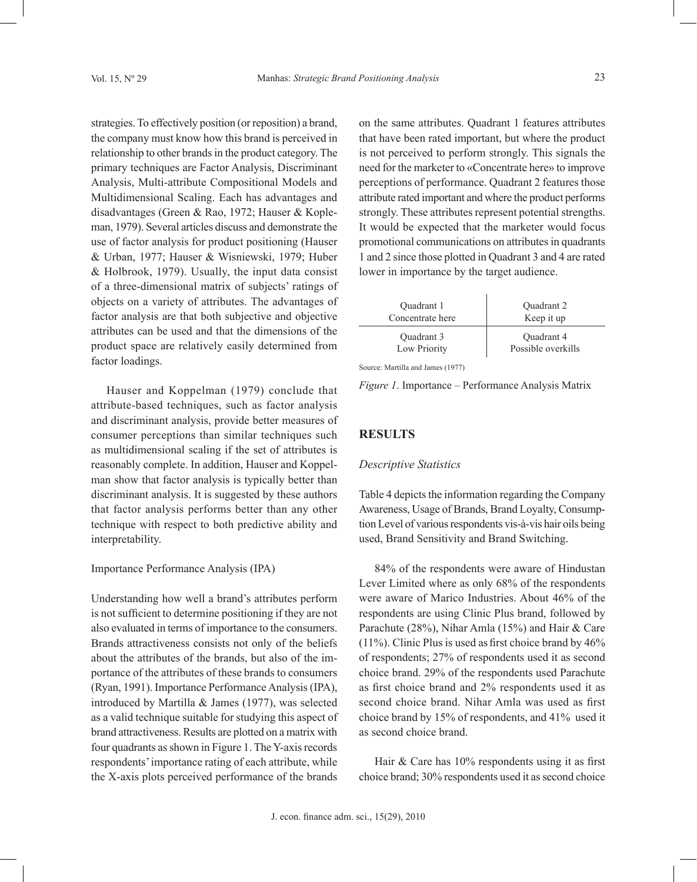strategies. To effectively position (or reposition) a brand, the company must know how this brand is perceived in relationship to other brands in the product category. The primary techniques are Factor Analysis, Discriminant Analysis, Multi-attribute Compositional Models and Multidimensional Scaling. Each has advantages and disadvantages (Green & Rao, 1972; Hauser & Kopleman, 1979). Several articles discuss and demonstrate the use of factor analysis for product positioning (Hauser & Urban, 1977; Hauser & Wisniewski, 1979; Huber & Holbrook, 1979). Usually, the input data consist of a three-dimensional matrix of subjects' ratings of objects on a variety of attributes. The advantages of factor analysis are that both subjective and objective attributes can be used and that the dimensions of the product space are relatively easily determined from factor loadings.

Hauser and Koppelman (1979) conclude that attribute-based techniques, such as factor analysis and discriminant analysis, provide better measures of consumer perceptions than similar techniques such as multidimensional scaling if the set of attributes is reasonably complete. In addition, Hauser and Koppelman show that factor analysis is typically better than discriminant analysis. It is suggested by these authors that factor analysis performs better than any other technique with respect to both predictive ability and interpretability.

Importance Performance Analysis (IPA)

Understanding how well a brand's attributes perform is not sufficient to determine positioning if they are not also evaluated in terms of importance to the consumers. Brands attractiveness consists not only of the beliefs about the attributes of the brands, but also of the importance of the attributes of these brands to consumers (Ryan, 1991). Importance Performance Analysis (IPA), introduced by Martilla & James (1977), was selected as a valid technique suitable for studying this aspect of brand attractiveness. Results are plotted on a matrix with four quadrants as shown in Figure 1. The Y-axis records respondents' importance rating of each attribute, while the X-axis plots perceived performance of the brands on the same attributes. Quadrant 1 features attributes that have been rated important, but where the product is not perceived to perform strongly. This signals the need for the marketer to «Concentrate here» to improve perceptions of performance. Quadrant 2 features those attribute rated important and where the product performs strongly. These attributes represent potential strengths. It would be expected that the marketer would focus promotional communications on attributes in quadrants 1 and 2 since those plotted in Quadrant 3 and 4 are rated lower in importance by the target audience.

| Quadrant 1<br>Concentrate here | Quadrant 2<br>Keep it up |
|---|---|
| Quadrant 3<br>Low Priority | Quadrant 4<br>Possible overkills |

Source: Martilla and James (1977)

*Figure 1*. Importance – Performance Analysis Matrix

## RESULTS

### *Descriptive Statistics*

Table 4 depicts the information regarding the Company Awareness, Usage of Brands, Brand Loyalty, Consumption Level of various respondents vis-à-vis hair oils being used, Brand Sensitivity and Brand Switching.

84% of the respondents were aware of Hindustan Lever Limited where as only 68% of the respondents were aware of Marico Industries. About 46% of the respondents are using Clinic Plus brand, followed by Parachute (28%), Nihar Amla (15%) and Hair & Care (11%). Clinic Plus is used as first choice brand by 46% of respondents; 27% of respondents used it as second choice brand. 29% of the respondents used Parachute as first choice brand and 2% respondents used it as second choice brand. Nihar Amla was used as first choice brand by 15% of respondents, and 41% used it as second choice brand.

Hair & Care has 10% respondents using it as first choice brand; 30% respondents used it as second choice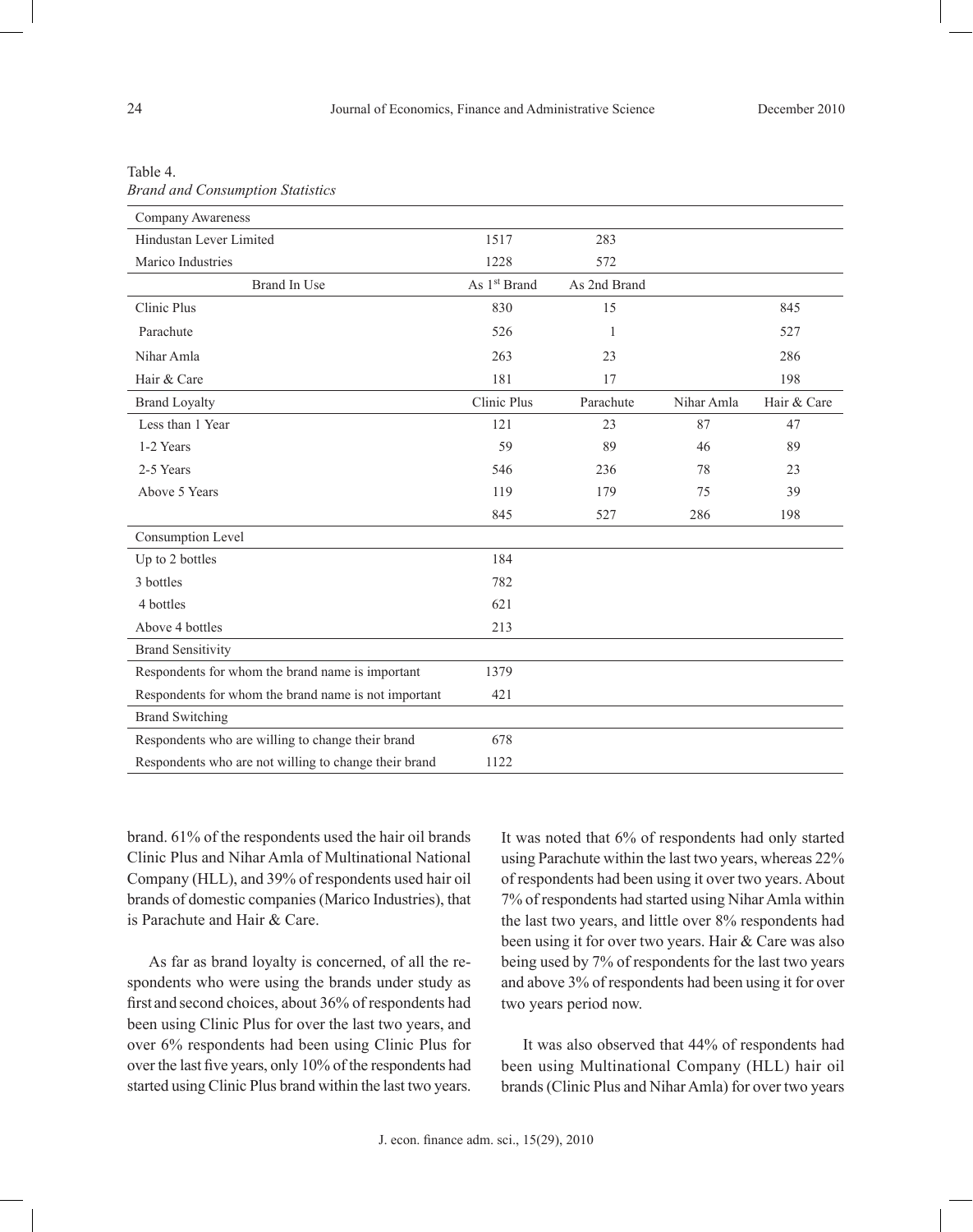Table 4.
*Brand and Consumption Statistics*

| Company Awareness | | | | |
|---|---|---|---|---|
| Hindustan Lever Limited | 1517 | 283 | | |
| Marico Industries | 1228 | 572 | | |
| Brand In Use | As 1st Brand | As 2nd Brand | | |
| Clinic Plus | 830 | 15 | | 845 |
| Parachute | 526 | 1 | | 527 |
| Nihar Amla | 263 | 23 | | 286 |
| Hair & Care | 181 | 17 | | 198 |
| Brand Loyalty | Clinic Plus | Parachute | Nihar Amla | Hair & Care |
| Less than 1 Year | 121 | 23 | 87 | 47 |
| 1-2 Years | 59 | 89 | 46 | 89 |
| 2-5 Years | 546 | 236 | 78 | 23 |
| Above 5 Years | 119 | 179 | 75 | 39 |
| | 845 | 527 | 286 | 198 |
| Consumption Level | | | | |
| Up to 2 bottles | 184 | | | |
| 3 bottles | 782 | | | |
| 4 bottles | 621 | | | |
| Above 4 bottles | 213 | | | |
| Brand Sensitivity | | | | |
| Respondents for whom the brand name is important | 1379 | | | |
| Respondents for whom the brand name is not important | 421 | | | |
| Brand Switching | | | | |
| Respondents who are willing to change their brand | 678 | | | |
| Respondents who are not willing to change their brand | 1122 | | | |

brand. 61% of the respondents used the hair oil brands Clinic Plus and Nihar Amla of Multinational National Company (HLL), and 39% of respondents used hair oil brands of domestic companies (Marico Industries), that is Parachute and Hair & Care.

As far as brand loyalty is concerned, of all the respondents who were using the brands under study as first and second choices, about 36% of respondents had been using Clinic Plus for over the last two years, and over 6% respondents had been using Clinic Plus for over the last five years, only 10% of the respondents had started using Clinic Plus brand within the last two years. It was noted that 6% of respondents had only started using Parachute within the last two years, whereas 22% of respondents had been using it over two years. About 7% of respondents had started using Nihar Amla within the last two years, and little over 8% respondents had been using it for over two years. Hair & Care was also being used by 7% of respondents for the last two years and above 3% of respondents had been using it for over two years period now.

It was also observed that 44% of respondents had been using Multinational Company (HLL) hair oil brands (Clinic Plus and Nihar Amla) for over two years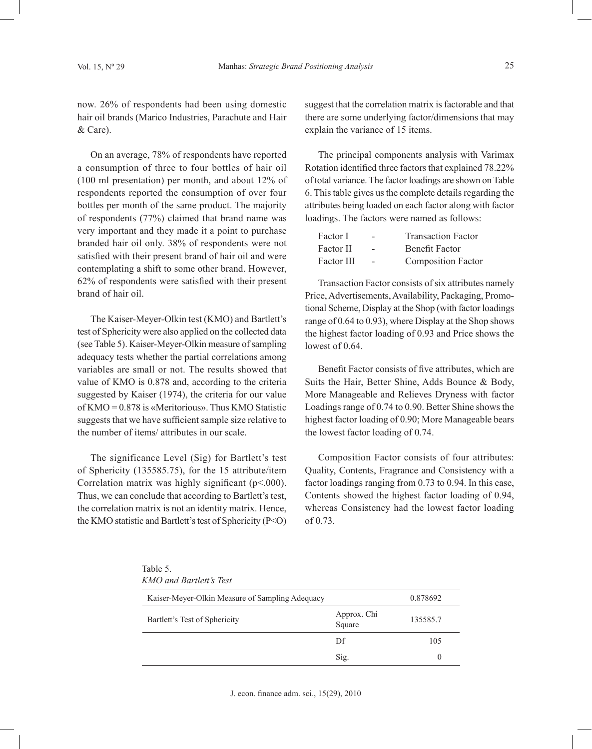now. 26% of respondents had been using domestic hair oil brands (Marico Industries, Parachute and Hair & Care).

On an average, 78% of respondents have reported a consumption of three to four bottles of hair oil (100 ml presentation) per month, and about 12% of respondents reported the consumption of over four bottles per month of the same product. The majority of respondents (77%) claimed that brand name was very important and they made it a point to purchase branded hair oil only. 38% of respondents were not satisfied with their present brand of hair oil and were contemplating a shift to some other brand. However, 62% of respondents were satisfied with their present brand of hair oil.

The Kaiser-Meyer-Olkin test (KMO) and Bartlett's test of Sphericity were also applied on the collected data (see Table 5). Kaiser-Meyer-Olkin measure of sampling adequacy tests whether the partial correlations among variables are small or not. The results showed that value of KMO is 0.878 and, according to the criteria suggested by Kaiser (1974), the criteria for our value of KMO = 0.878 is «Meritorious». Thus KMO Statistic suggests that we have sufficient sample size relative to the number of items/ attributes in our scale.

The significance Level (Sig) for Bartlett's test of Sphericity (135585.75), for the 15 attribute/item Correlation matrix was highly significant ($p<.000$). Thus, we can conclude that according to Bartlett's test, the correlation matrix is not an identity matrix. Hence, the KMO statistic and Bartlett's test of Sphericity (P<O) suggest that the correlation matrix is factorable and that there are some underlying factor/dimensions that may explain the variance of 15 items.

The principal components analysis with Varimax Rotation identified three factors that explained 78.22% of total variance. The factor loadings are shown on Table 6. This table gives us the complete details regarding the attributes being loaded on each factor along with factor loadings. The factors were named as follows:

| | | |
|---|---|---|
| Factor I | - | Transaction Factor |
| Factor II | - | Benefit Factor |
| Factor III | - | Composition Factor |

Transaction Factor consists of six attributes namely Price, Advertisements, Availability, Packaging, Promotional Scheme, Display at the Shop (with factor loadings range of 0.64 to 0.93), where Display at the Shop shows the highest factor loading of 0.93 and Price shows the lowest of 0.64.

Benefit Factor consists of five attributes, which are Suits the Hair, Better Shine, Adds Bounce & Body, More Manageable and Relieves Dryness with factor Loadings range of 0.74 to 0.90. Better Shine shows the highest factor loading of 0.90; More Manageable bears the lowest factor loading of 0.74.

Composition Factor consists of four attributes: Quality, Contents, Fragrance and Consistency with a factor loadings ranging from 0.73 to 0.94. In this case, Contents showed the highest factor loading of 0.94, whereas Consistency had the lowest factor loading of 0.73.

Table 5.
*KMO and Bartlett's Test*

| | | |
|---|---|---|
| Kaiser-Meyer-Olkin Measure of Sampling Adequacy | | 0.878692 |
| Bartlett's Test of Sphericity | Approx. Chi Square | 135585.7 |
| | Df | 105 |
| | Sig. | 0 |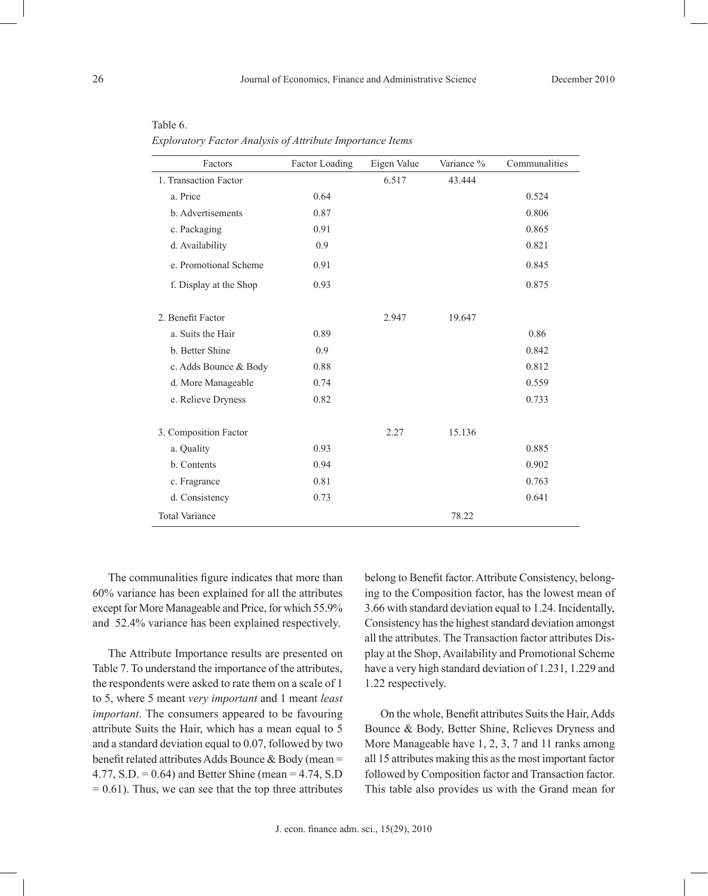Table 6.

*Exploratory Factor Analysis of Attribute Importance Items*

| Factors | Factor Loading | Eigen Value | Variance % | Communalities |
|---|---|---|---|---|
| 1. Transaction Factor | | 6.517 | 43.444 | |
| a. Price | 0.64 | | | 0.524 |
| b. Advertisements | 0.87 | | | 0.806 |
| c. Packaging | 0.91 | | | 0.865 |
| d. Availability | 0.9 | | | 0.821 |
| e. Promotional Scheme | 0.91 | | | 0.845 |
| f. Display at the Shop | 0.93 | | | 0.875 |
| 2. Benefit Factor | | 2.947 | 19.647 | |
| a. Suits the Hair | 0.89 | | | 0.86 |
| b. Better Shine | 0.9 | | | 0.842 |
| c. Adds Bounce & Body | 0.88 | | | 0.812 |
| d. More Manageable | 0.74 | | | 0.559 |
| e. Relieve Dryness | 0.82 | | | 0.733 |
| 3. Composition Factor | | 2.27 | 15.136 | |
| a. Quality | 0.93 | | | 0.885 |
| b. Contents | 0.94 | | | 0.902 |
| c. Fragrance | 0.81 | | | 0.763 |
| d. Consistency | 0.73 | | | 0.641 |
| Total Variance | | | 78.22 | |

The communalities figure indicates that more than 60% variance has been explained for all the attributes except for More Manageable and Price, for which 55.9% and 52.4% variance has been explained respectively.

The Attribute Importance results are presented on Table 7. To understand the importance of the attributes, the respondents were asked to rate them on a scale of 1 to 5, where 5 meant *very important* and 1 meant *least important*. The consumers appeared to be favouring attribute Suits the Hair, which has a mean equal to 5 and a standard deviation equal to 0.07, followed by two benefit related attributes Adds Bounce & Body (mean = 4.77, S.D. = 0.64) and Better Shine (mean = 4.74, S.D = 0.61). Thus, we can see that the top three attributes belong to Benefit factor. Attribute Consistency, belonging to the Composition factor, has the lowest mean of 3.66 with standard deviation equal to 1.24. Incidentally, Consistency has the highest standard deviation amongst all the attributes. The Transaction factor attributes Display at the Shop, Availability and Promotional Scheme have a very high standard deviation of 1.231, 1.229 and 1.22 respectively.

On the whole, Benefit attributes Suits the Hair, Adds Bounce & Body, Better Shine, Relieves Dryness and More Manageable have 1, 2, 3, 7 and 11 ranks among all 15 attributes making this as the most important factor followed by Composition factor and Transaction factor. This table also provides us with the Grand mean for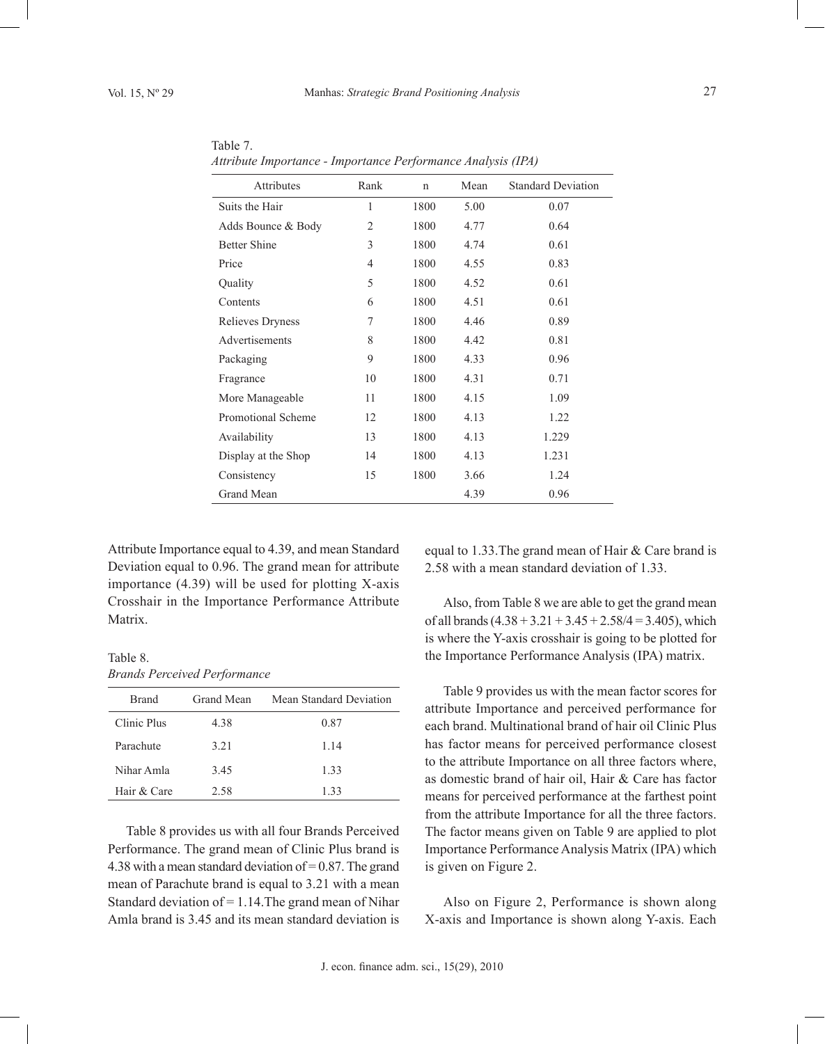Table 7.
*Attribute Importance - Importance Performance Analysis (IPA)*

| Attributes | Rank | n | Mean | Standard Deviation |
|---|---|---|---|---|
| Suits the Hair | 1 | 1800 | 5.00 | 0.07 |
| Adds Bounce & Body | 2 | 1800 | 4.77 | 0.64 |
| Better Shine | 3 | 1800 | 4.74 | 0.61 |
| Price | 4 | 1800 | 4.55 | 0.83 |
| Quality | 5 | 1800 | 4.52 | 0.61 |
| Contents | 6 | 1800 | 4.51 | 0.61 |
| Relieves Dryness | 7 | 1800 | 4.46 | 0.89 |
| Advertisements | 8 | 1800 | 4.42 | 0.81 |
| Packaging | 9 | 1800 | 4.33 | 0.96 |
| Fragrance | 10 | 1800 | 4.31 | 0.71 |
| More Manageable | 11 | 1800 | 4.15 | 1.09 |
| Promotional Scheme | 12 | 1800 | 4.13 | 1.22 |
| Availability | 13 | 1800 | 4.13 | 1.229 |
| Display at the Shop | 14 | 1800 | 4.13 | 1.231 |
| Consistency | 15 | 1800 | 3.66 | 1.24 |
| Grand Mean | | | 4.39 | 0.96 |

Attribute Importance equal to 4.39, and mean Standard Deviation equal to 0.96. The grand mean for attribute importance (4.39) will be used for plotting X-axis Crosshair in the Importance Performance Attribute Matrix.

Table 8.
*Brands Perceived Performance*

| Brand | Grand Mean | Mean Standard Deviation |
|---|---|---|
| Clinic Plus | 4.38 | 0.87 |
| Parachute | 3.21 | 1.14 |
| Nihar Amla | 3.45 | 1.33 |
| Hair & Care | 2.58 | 1.33 |

Table 8 provides us with all four Brands Perceived Performance. The grand mean of Clinic Plus brand is 4.38 with a mean standard deviation of = 0.87. The grand mean of Parachute brand is equal to 3.21 with a mean Standard deviation of = 1.14.The grand mean of Nihar Amla brand is 3.45 and its mean standard deviation is equal to 1.33.The grand mean of Hair & Care brand is 2.58 with a mean standard deviation of 1.33.

Also, from Table 8 we are able to get the grand mean of all brands (4.38 + 3.21 + 3.45 + 2.58/4 = 3.405), which is where the Y-axis crosshair is going to be plotted for the Importance Performance Analysis (IPA) matrix.

Table 9 provides us with the mean factor scores for attribute Importance and perceived performance for each brand. Multinational brand of hair oil Clinic Plus has factor means for perceived performance closest to the attribute Importance on all three factors where, as domestic brand of hair oil, Hair & Care has factor means for perceived performance at the farthest point from the attribute Importance for all the three factors. The factor means given on Table 9 are applied to plot Importance Performance Analysis Matrix (IPA) which is given on Figure 2.

Also on Figure 2, Performance is shown along X-axis and Importance is shown along Y-axis. Each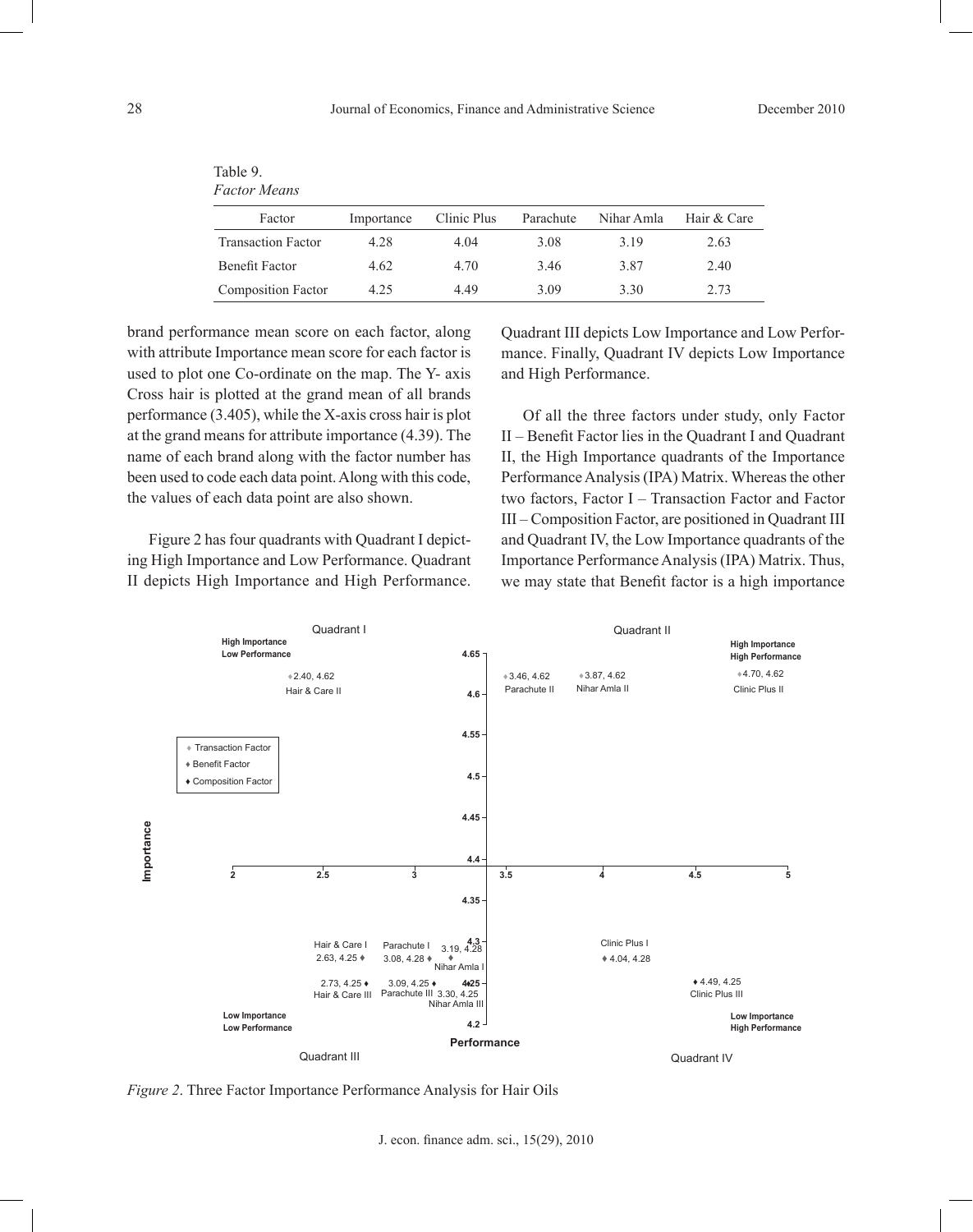Table 9.
*Factor Means*

| Factor | Importance | Clinic Plus | Parachute | Nihar Amla | Hair & Care |
|---|---|---|---|---|---|
| Transaction Factor | 4.28 | 4.04 | 3.08 | 3.19 | 2.63 |
| Benefit Factor | 4.62 | 4.70 | 3.46 | 3.87 | 2.40 |
| Composition Factor | 4.25 | 4.49 | 3.09 | 3.30 | 2.73 |

brand performance mean score on each factor, along with attribute Importance mean score for each factor is used to plot one Co-ordinate on the map. The Y- axis Cross hair is plotted at the grand mean of all brands performance (3.405), while the X-axis cross hair is plot at the grand means for attribute importance (4.39). The name of each brand along with the factor number has been used to code each data point. Along with this code, the values of each data point are also shown.

Figure 2 has four quadrants with Quadrant I depicting High Importance and Low Performance. Quadrant II depicts High Importance and High Performance. Quadrant III depicts Low Importance and Low Performance. Finally, Quadrant IV depicts Low Importance and High Performance.

Of all the three factors under study, only Factor II – Benefit Factor lies in the Quadrant I and Quadrant II, the High Importance quadrants of the Importance Performance Analysis (IPA) Matrix. Whereas the other two factors, Factor I – Transaction Factor and Factor III – Composition Factor, are positioned in Quadrant III and Quadrant IV, the Low Importance quadrants of the Importance Performance Analysis (IPA) Matrix. Thus, we may state that Benefit factor is a high importance

*Figure 2*. Three Factor Importance Performance Analysis for Hair Oils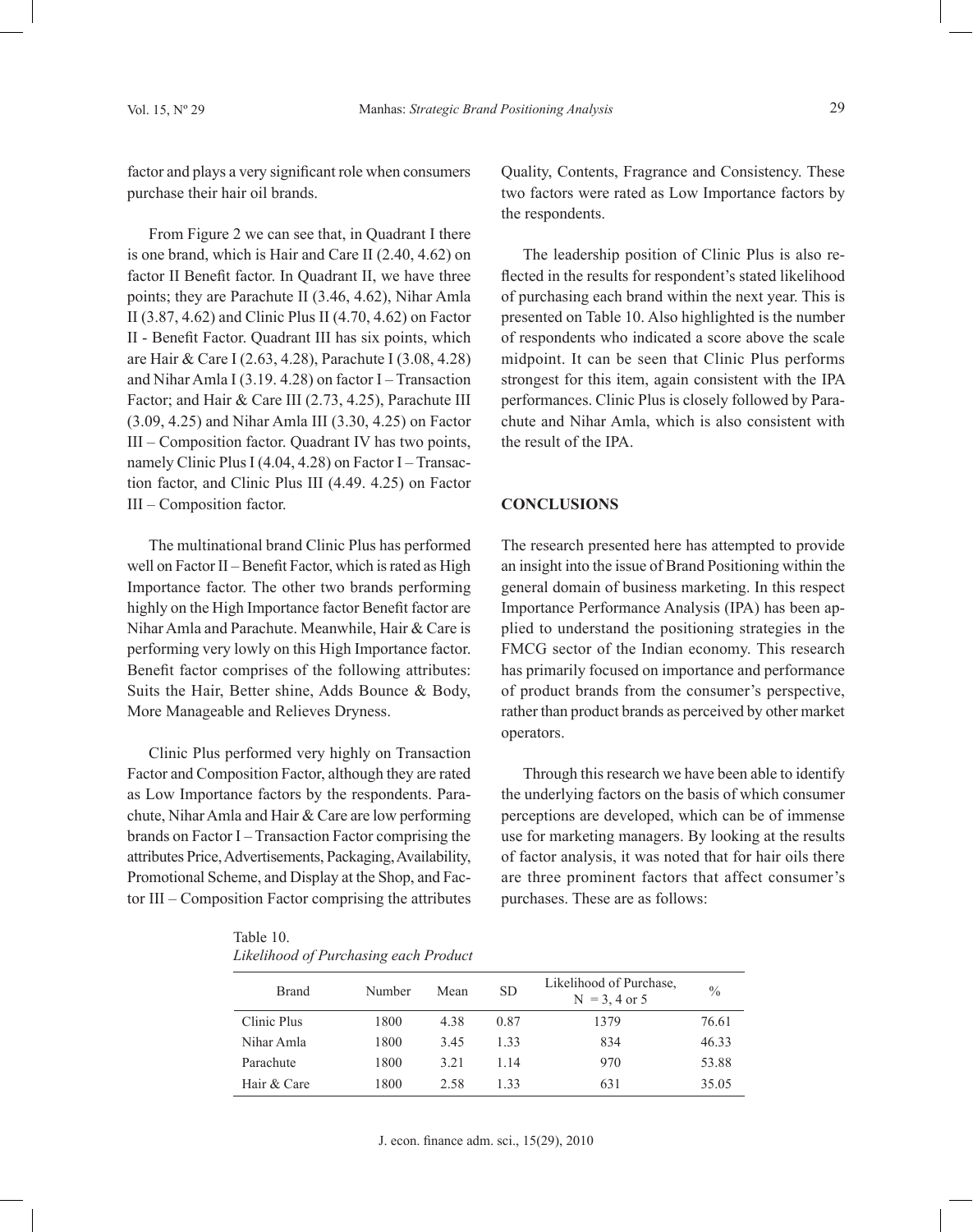factor and plays a very significant role when consumers purchase their hair oil brands.

From Figure 2 we can see that, in Quadrant I there is one brand, which is Hair and Care II (2.40, 4.62) on factor II Benefit factor. In Quadrant II, we have three points; they are Parachute II (3.46, 4.62), Nihar Amla II (3.87, 4.62) and Clinic Plus II (4.70, 4.62) on Factor II - Benefit Factor. Quadrant III has six points, which are Hair & Care I (2.63, 4.28), Parachute I (3.08, 4.28) and Nihar Amla I (3.19. 4.28) on factor I – Transaction Factor; and Hair & Care III (2.73, 4.25), Parachute III (3.09, 4.25) and Nihar Amla III (3.30, 4.25) on Factor III – Composition factor. Quadrant IV has two points, namely Clinic Plus I (4.04, 4.28) on Factor I – Transaction factor, and Clinic Plus III (4.49. 4.25) on Factor III – Composition factor.

The multinational brand Clinic Plus has performed well on Factor II – Benefit Factor, which is rated as High Importance factor. The other two brands performing highly on the High Importance factor Benefit factor are Nihar Amla and Parachute. Meanwhile, Hair & Care is performing very lowly on this High Importance factor. Benefit factor comprises of the following attributes: Suits the Hair, Better shine, Adds Bounce & Body, More Manageable and Relieves Dryness.

Clinic Plus performed very highly on Transaction Factor and Composition Factor, although they are rated as Low Importance factors by the respondents. Parachute, Nihar Amla and Hair & Care are low performing brands on Factor I – Transaction Factor comprising the attributes Price, Advertisements, Packaging, Availability, Promotional Scheme, and Display at the Shop, and Factor III – Composition Factor comprising the attributes Quality, Contents, Fragrance and Consistency. These two factors were rated as Low Importance factors by the respondents.

The leadership position of Clinic Plus is also reflected in the results for respondent's stated likelihood of purchasing each brand within the next year. This is presented on Table 10. Also highlighted is the number of respondents who indicated a score above the scale midpoint. It can be seen that Clinic Plus performs strongest for this item, again consistent with the IPA performances. Clinic Plus is closely followed by Parachute and Nihar Amla, which is also consistent with the result of the IPA.

## CONCLUSIONS

The research presented here has attempted to provide an insight into the issue of Brand Positioning within the general domain of business marketing. In this respect Importance Performance Analysis (IPA) has been applied to understand the positioning strategies in the FMCG sector of the Indian economy. This research has primarily focused on importance and performance of product brands from the consumer's perspective, rather than product brands as perceived by other market operators.

Through this research we have been able to identify the underlying factors on the basis of which consumer perceptions are developed, which can be of immense use for marketing managers. By looking at the results of factor analysis, it was noted that for hair oils there are three prominent factors that affect consumer's purchases. These are as follows:

Table 10.
*Likelihood of Purchasing each Product*

| Brand | Number | Mean | SD | Likelihood of Purchase, N = 3, 4 or 5 | % |
|---|---|---|---|---|---|
| Clinic Plus | 1800 | 4.38 | 0.87 | 1379 | 76.61 |
| Nihar Amla | 1800 | 3.45 | 1.33 | 834 | 46.33 |
| Parachute | 1800 | 3.21 | 1.14 | 970 | 53.88 |
| Hair & Care | 1800 | 2.58 | 1.33 | 631 | 35.05 |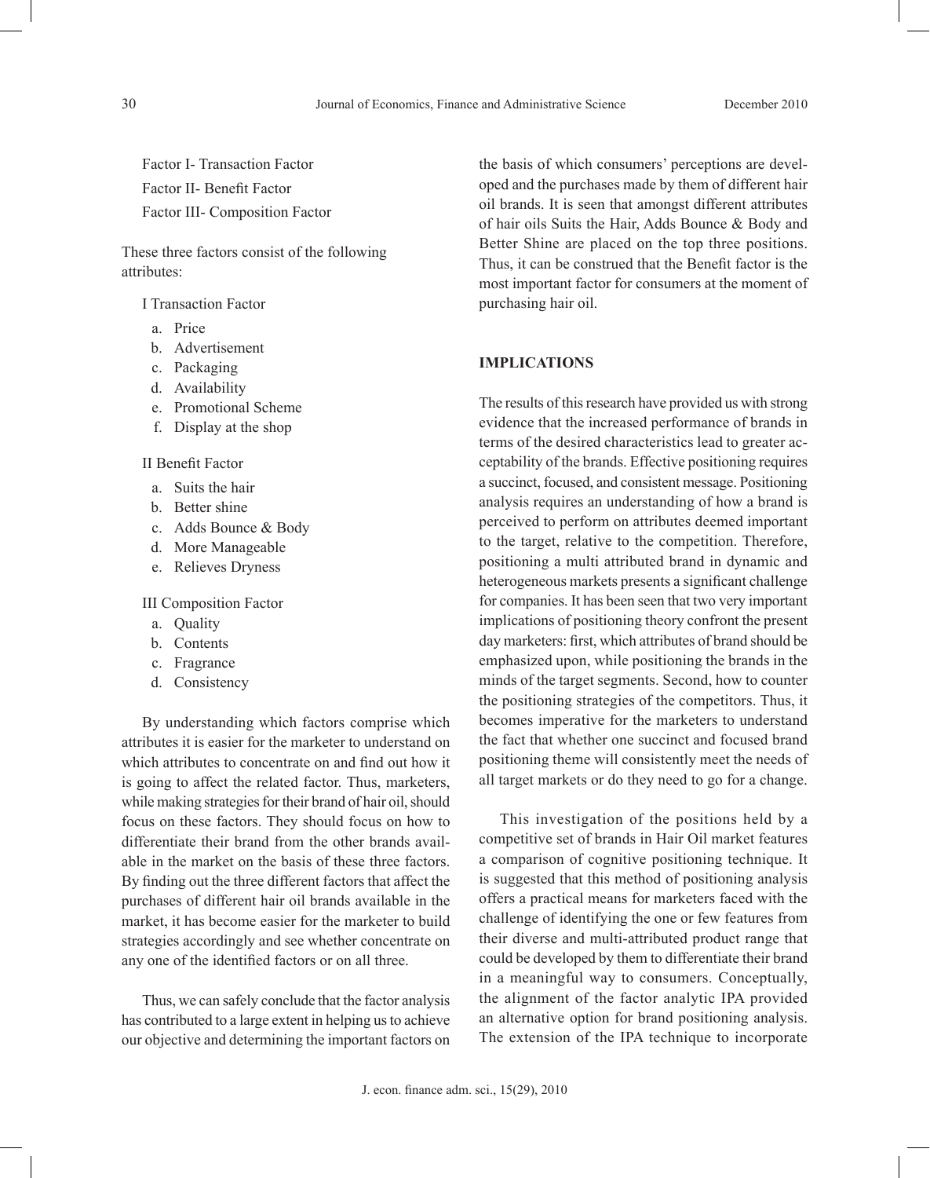Factor I- Transaction Factor

Factor II- Benefit Factor

Factor III- Composition Factor

These three factors consist of the following attributes:

I Transaction Factor

a. Price
b. Advertisement
c. Packaging
d. Availability
e. Promotional Scheme
f. Display at the shop

II Benefit Factor

a. Suits the hair
b. Better shine
c. Adds Bounce & Body
d. More Manageable
e. Relieves Dryness

III Composition Factor

a. Quality
b. Contents
c. Fragrance
d. Consistency

By understanding which factors comprise which attributes it is easier for the marketer to understand on which attributes to concentrate on and find out how it is going to affect the related factor. Thus, marketers, while making strategies for their brand of hair oil, should focus on these factors. They should focus on how to differentiate their brand from the other brands available in the market on the basis of these three factors. By finding out the three different factors that affect the purchases of different hair oil brands available in the market, it has become easier for the marketer to build strategies accordingly and see whether concentrate on any one of the identified factors or on all three.

Thus, we can safely conclude that the factor analysis has contributed to a large extent in helping us to achieve our objective and determining the important factors on the basis of which consumers' perceptions are developed and the purchases made by them of different hair oil brands. It is seen that amongst different attributes of hair oils Suits the Hair, Adds Bounce & Body and Better Shine are placed on the top three positions. Thus, it can be construed that the Benefit factor is the most important factor for consumers at the moment of purchasing hair oil.

## IMPLICATIONS

The results of this research have provided us with strong evidence that the increased performance of brands in terms of the desired characteristics lead to greater acceptability of the brands. Effective positioning requires a succinct, focused, and consistent message. Positioning analysis requires an understanding of how a brand is perceived to perform on attributes deemed important to the target, relative to the competition. Therefore, positioning a multi attributed brand in dynamic and heterogeneous markets presents a significant challenge for companies. It has been seen that two very important implications of positioning theory confront the present day marketers: first, which attributes of brand should be emphasized upon, while positioning the brands in the minds of the target segments. Second, how to counter the positioning strategies of the competitors. Thus, it becomes imperative for the marketers to understand the fact that whether one succinct and focused brand positioning theme will consistently meet the needs of all target markets or do they need to go for a change.

This investigation of the positions held by a competitive set of brands in Hair Oil market features a comparison of cognitive positioning technique. It is suggested that this method of positioning analysis offers a practical means for marketers faced with the challenge of identifying the one or few features from their diverse and multi-attributed product range that could be developed by them to differentiate their brand in a meaningful way to consumers. Conceptually, the alignment of the factor analytic IPA provided an alternative option for brand positioning analysis. The extension of the IPA technique to incorporate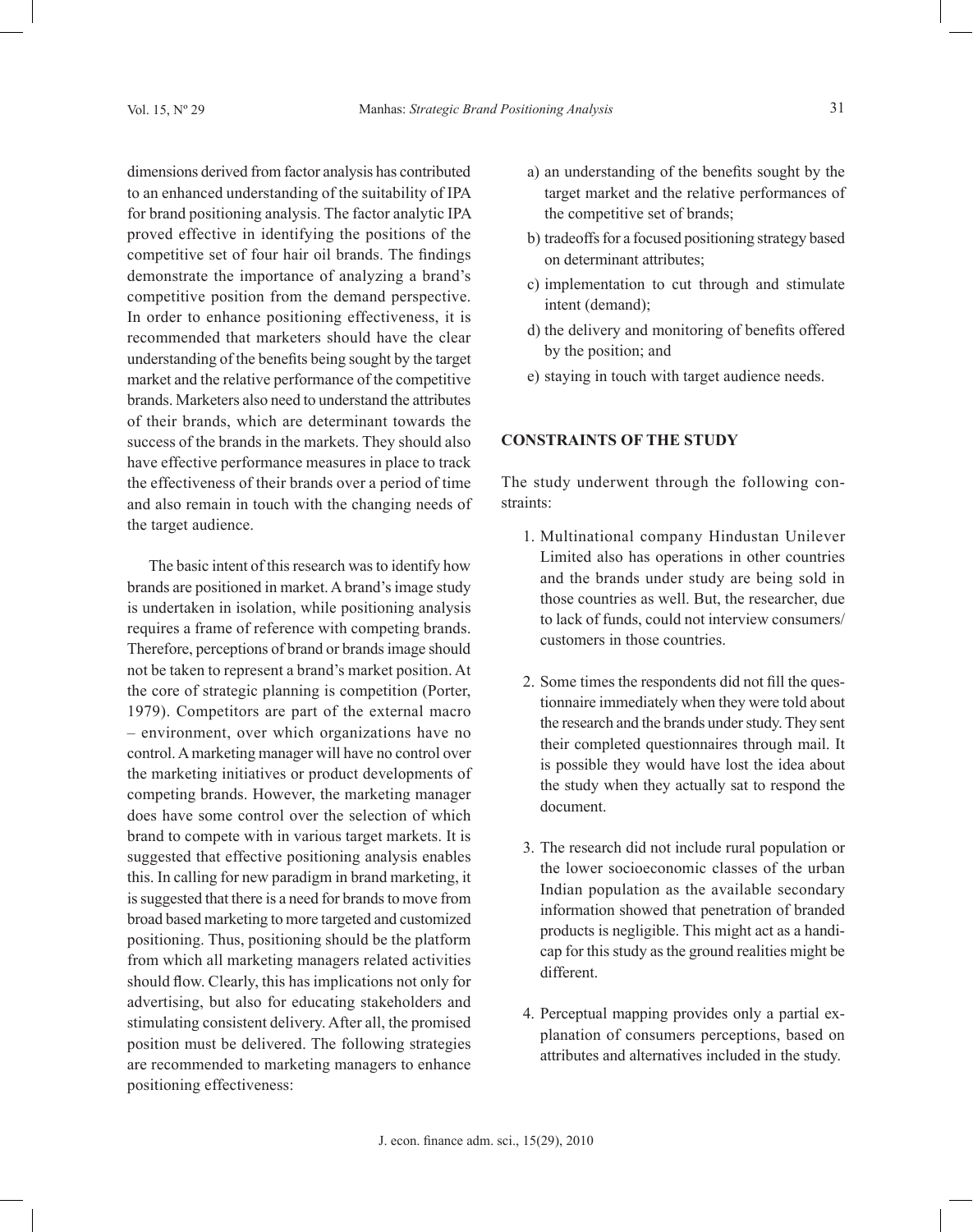dimensions derived from factor analysis has contributed to an enhanced understanding of the suitability of IPA for brand positioning analysis. The factor analytic IPA proved effective in identifying the positions of the competitive set of four hair oil brands. The findings demonstrate the importance of analyzing a brand's competitive position from the demand perspective. In order to enhance positioning effectiveness, it is recommended that marketers should have the clear understanding of the benefits being sought by the target market and the relative performance of the competitive brands. Marketers also need to understand the attributes of their brands, which are determinant towards the success of the brands in the markets. They should also have effective performance measures in place to track the effectiveness of their brands over a period of time and also remain in touch with the changing needs of the target audience.

The basic intent of this research was to identify how brands are positioned in market. A brand's image study is undertaken in isolation, while positioning analysis requires a frame of reference with competing brands. Therefore, perceptions of brand or brands image should not be taken to represent a brand's market position. At the core of strategic planning is competition (Porter, 1979). Competitors are part of the external macro – environment, over which organizations have no control. A marketing manager will have no control over the marketing initiatives or product developments of competing brands. However, the marketing manager does have some control over the selection of which brand to compete with in various target markets. It is suggested that effective positioning analysis enables this. In calling for new paradigm in brand marketing, it is suggested that there is a need for brands to move from broad based marketing to more targeted and customized positioning. Thus, positioning should be the platform from which all marketing managers related activities should flow. Clearly, this has implications not only for advertising, but also for educating stakeholders and stimulating consistent delivery. After all, the promised position must be delivered. The following strategies are recommended to marketing managers to enhance positioning effectiveness:

a) an understanding of the benefits sought by the target market and the relative performances of the competitive set of brands;
b) tradeoffs for a focused positioning strategy based on determinant attributes;
c) implementation to cut through and stimulate intent (demand);
d) the delivery and monitoring of benefits offered by the position; and
e) staying in touch with target audience needs.

## CONSTRAINTS OF THE STUDY

The study underwent through the following constraints:

1. Multinational company Hindustan Unilever Limited also has operations in other countries and the brands under study are being sold in those countries as well. But, the researcher, due to lack of funds, could not interview consumers/ customers in those countries.

2. Some times the respondents did not fill the questionnaire immediately when they were told about the research and the brands under study. They sent their completed questionnaires through mail. It is possible they would have lost the idea about the study when they actually sat to respond the document.

3. The research did not include rural population or the lower socioeconomic classes of the urban Indian population as the available secondary information showed that penetration of branded products is negligible. This might act as a handicap for this study as the ground realities might be different.

4. Perceptual mapping provides only a partial explanation of consumers perceptions, based on attributes and alternatives included in the study.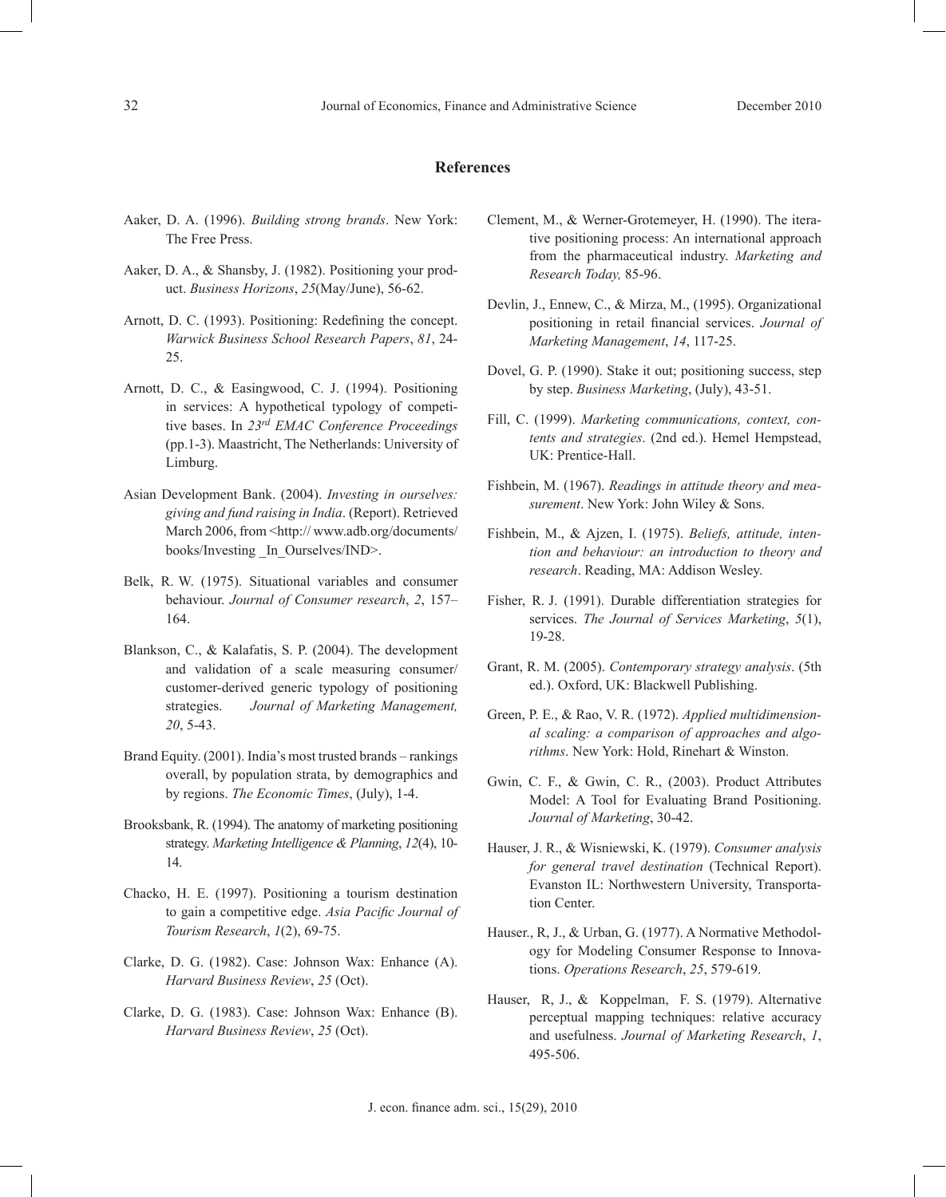## References

Aaker, D. A. (1996). *Building strong brands*. New York: The Free Press.

Aaker, D. A., & Shansby, J. (1982). Positioning your product. *Business Horizons*, *25*(May/June), 56-62.

Arnott, D. C. (1993). Positioning: Redefining the concept. *Warwick Business School Research Papers*, *81*, 24-25.

Arnott, D. C., & Easingwood, C. J. (1994). Positioning in services: A hypothetical typology of competitive bases. In *23rd EMAC Conference Proceedings* (pp.1-3). Maastricht, The Netherlands: University of Limburg.

Asian Development Bank. (2004). *Investing in ourselves: giving and fund raising in India*. (Report). Retrieved March 2006, from <http:// www.adb.org/documents/books/Investing _In_Ourselves/IND>.

Belk, R. W. (1975). Situational variables and consumer behaviour. *Journal of Consumer research*, *2*, 157–164.

Blankson, C., & Kalafatis, S. P. (2004). The development and validation of a scale measuring consumer/customer-derived generic typology of positioning strategies. *Journal of Marketing Management, 20*, 5-43.

Brand Equity. (2001). India's most trusted brands – rankings overall, by population strata, by demographics and by regions. *The Economic Times*, (July), 1-4.

Brooksbank, R. (1994). The anatomy of marketing positioning strategy. *Marketing Intelligence & Planning*, *12*(4), 10-14.

Chacko, H. E. (1997). Positioning a tourism destination to gain a competitive edge. *Asia Pacific Journal of Tourism Research*, *1*(2), 69-75.

Clarke, D. G. (1982). Case: Johnson Wax: Enhance (A). *Harvard Business Review*, *25* (Oct).

Clarke, D. G. (1983). Case: Johnson Wax: Enhance (B). *Harvard Business Review*, *25* (Oct).

Clement, M., & Werner-Grotemeyer, H. (1990). The iterative positioning process: An international approach from the pharmaceutical industry. *Marketing and Research Today,* 85-96.

Devlin, J., Ennew, C., & Mirza, M., (1995). Organizational positioning in retail financial services. *Journal of Marketing Management*, *14*, 117-25.

Dovel, G. P. (1990). Stake it out; positioning success, step by step. *Business Marketing*, (July), 43-51.

Fill, C. (1999). *Marketing communications, context, contents and strategies*. (2nd ed.). Hemel Hempstead, UK: Prentice-Hall.

Fishbein, M. (1967). *Readings in attitude theory and measurement*. New York: John Wiley & Sons.

Fishbein, M., & Ajzen, I. (1975). *Beliefs, attitude, intention and behaviour: an introduction to theory and research*. Reading, MA: Addison Wesley.

Fisher, R. J. (1991). Durable differentiation strategies for services. *The Journal of Services Marketing*, *5*(1), 19-28.

Grant, R. M. (2005). *Contemporary strategy analysis*. (5th ed.). Oxford, UK: Blackwell Publishing.

Green, P. E., & Rao, V. R. (1972). *Applied multidimensional scaling: a comparison of approaches and algorithms*. New York: Hold, Rinehart & Winston.

Gwin, C. F., & Gwin, C. R., (2003). Product Attributes Model: A Tool for Evaluating Brand Positioning. *Journal of Marketing*, 30-42.

Hauser, J. R., & Wisniewski, K. (1979). *Consumer analysis for general travel destination* (Technical Report). Evanston IL: Northwestern University, Transportation Center.

Hauser., R, J., & Urban, G. (1977). A Normative Methodology for Modeling Consumer Response to Innovations. *Operations Research*, *25*, 579-619.

Hauser, R, J., & Koppelman, F. S. (1979). Alternative perceptual mapping techniques: relative accuracy and usefulness. *Journal of Marketing Research*, *1*, 495-506.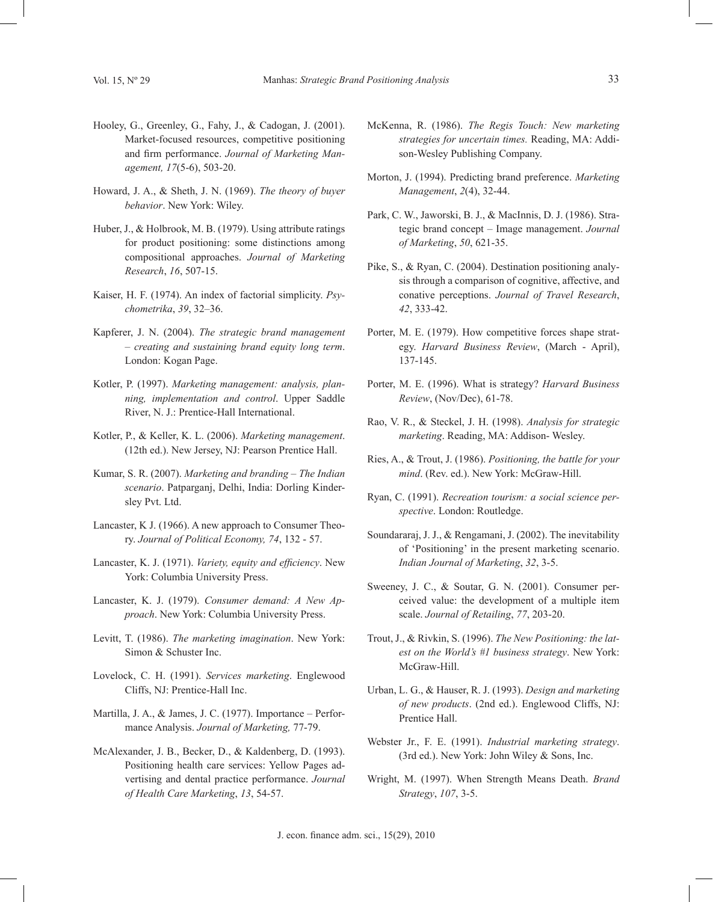Hooley, G., Greenley, G., Fahy, J., & Cadogan, J. (2001). Market-focused resources, competitive positioning and firm performance. *Journal of Marketing Management, 17*(5-6), 503-20.

Howard, J. A., & Sheth, J. N. (1969). *The theory of buyer behavior*. New York: Wiley.

Huber, J., & Holbrook, M. B. (1979). Using attribute ratings for product positioning: some distinctions among compositional approaches. *Journal of Marketing Research*, *16*, 507-15.

Kaiser, H. F. (1974). An index of factorial simplicity. *Psychometrika*, *39*, 32–36.

Kapferer, J. N. (2004). *The strategic brand management – creating and sustaining brand equity long term*. London: Kogan Page.

Kotler, P. (1997). *Marketing management: analysis, planning, implementation and control*. Upper Saddle River, N. J.: Prentice-Hall International.

Kotler, P., & Keller, K. L. (2006). *Marketing management*. (12th ed.). New Jersey, NJ: Pearson Prentice Hall.

Kumar, S. R. (2007). *Marketing and branding – The Indian scenario*. Patparganj, Delhi, India: Dorling Kindersley Pvt. Ltd.

Lancaster, K J. (1966). A new approach to Consumer Theory. *Journal of Political Economy, 74*, 132 - 57.

Lancaster, K. J. (1971). *Variety, equity and efficiency*. New York: Columbia University Press.

Lancaster, K. J. (1979). *Consumer demand: A New Approach*. New York: Columbia University Press.

Levitt, T. (1986). *The marketing imagination*. New York: Simon & Schuster Inc.

Lovelock, C. H. (1991). *Services marketing*. Englewood Cliffs, NJ: Prentice-Hall Inc.

Martilla, J. A., & James, J. C. (1977). Importance – Performance Analysis. *Journal of Marketing,* 77-79.

McAlexander, J. B., Becker, D., & Kaldenberg, D. (1993). Positioning health care services: Yellow Pages advertising and dental practice performance. *Journal of Health Care Marketing*, *13*, 54-57.

McKenna, R. (1986). *The Regis Touch: New marketing strategies for uncertain times.* Reading, MA: Addison-Wesley Publishing Company.

Morton, J. (1994). Predicting brand preference. *Marketing Management*, *2*(4), 32-44.

Park, C. W., Jaworski, B. J., & MacInnis, D. J. (1986). Strategic brand concept – Image management. *Journal of Marketing*, *50*, 621-35.

Pike, S., & Ryan, C. (2004). Destination positioning analysis through a comparison of cognitive, affective, and conative perceptions. *Journal of Travel Research*, *42*, 333-42.

Porter, M. E. (1979). How competitive forces shape strategy. *Harvard Business Review*, (March - April), 137-145.

Porter, M. E. (1996). What is strategy? *Harvard Business Review*, (Nov/Dec), 61-78.

Rao, V. R., & Steckel, J. H. (1998). *Analysis for strategic marketing*. Reading, MA: Addison- Wesley.

Ries, A., & Trout, J. (1986). *Positioning, the battle for your mind*. (Rev. ed.). New York: McGraw-Hill.

Ryan, C. (1991). *Recreation tourism: a social science perspective*. London: Routledge.

Soundararaj, J. J., & Rengamani, J. (2002). The inevitability of 'Positioning' in the present marketing scenario. *Indian Journal of Marketing*, *32*, 3-5.

Sweeney, J. C., & Soutar, G. N. (2001). Consumer perceived value: the development of a multiple item scale. *Journal of Retailing*, *77*, 203-20.

Trout, J., & Rivkin, S. (1996). *The New Positioning: the latest on the World's #1 business strategy*. New York: McGraw-Hill.

Urban, L. G., & Hauser, R. J. (1993). *Design and marketing of new products*. (2nd ed.). Englewood Cliffs, NJ: Prentice Hall.

Webster Jr., F. E. (1991). *Industrial marketing strategy*. (3rd ed.). New York: John Wiley & Sons, Inc.

Wright, M. (1997). When Strength Means Death. *Brand Strategy*, *107*, 3-5.